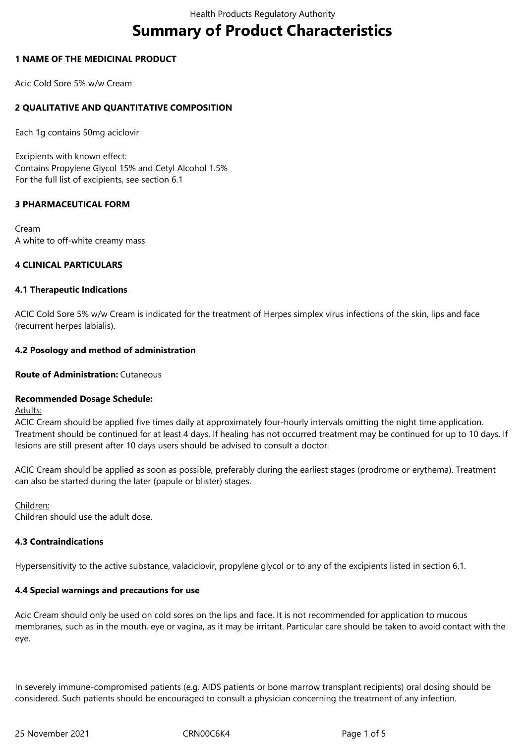# Summary of Product Characteristics

## 1 NAME OF THE MEDICINAL PRODUCT

Acic Cold Sore 5% w/w Cream

## 2 QUALITATIVE AND QUANTITATIVE COMPOSITION

Each 1g contains 50mg aciclovir

Excipients with known effect:
Contains Propylene Glycol 15% and Cetyl Alcohol 1.5%
For the full list of excipients, see section 6.1

## 3 PHARMACEUTICAL FORM

Cream
A white to off-white creamy mass

## 4 CLINICAL PARTICULARS

### 4.1 Therapeutic Indications

ACIC Cold Sore 5% w/w Cream is indicated for the treatment of Herpes simplex virus infections of the skin, lips and face (recurrent herpes labialis).

### 4.2 Posology and method of administration

**Route of Administration:** Cutaneous

**Recommended Dosage Schedule:**

Adults:
ACIC Cream should be applied five times daily at approximately four-hourly intervals omitting the night time application. Treatment should be continued for at least 4 days. If healing has not occurred treatment may be continued for up to 10 days. If lesions are still present after 10 days users should be advised to consult a doctor.

ACIC Cream should be applied as soon as possible, preferably during the earliest stages (prodrome or erythema). Treatment can also be started during the later (papule or blister) stages.

Children:
Children should use the adult dose.

### 4.3 Contraindications

Hypersensitivity to the active substance, valaciclovir, propylene glycol or to any of the excipients listed in section 6.1.

### 4.4 Special warnings and precautions for use

Acic Cream should only be used on cold sores on the lips and face. It is not recommended for application to mucous membranes, such as in the mouth, eye or vagina, as it may be irritant. Particular care should be taken to avoid contact with the eye.

In severely immune-compromised patients (e.g. AIDS patients or bone marrow transplant recipients) oral dosing should be considered. Such patients should be encouraged to consult a physician concerning the treatment of any infection.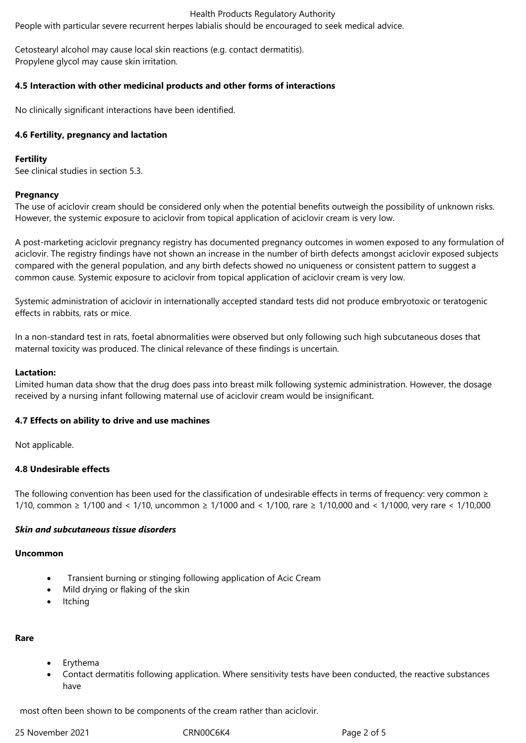People with particular severe recurrent herpes labialis should be encouraged to seek medical advice.

Cetostearyl alcohol may cause local skin reactions (e.g. contact dermatitis).
Propylene glycol may cause skin irritation.

### 4.5 Interaction with other medicinal products and other forms of interactions

No clinically significant interactions have been identified.

### 4.6 Fertility, pregnancy and lactation

**Fertility**
See clinical studies in section 5.3.

**Pregnancy**
The use of aciclovir cream should be considered only when the potential benefits outweigh the possibility of unknown risks. However, the systemic exposure to aciclovir from topical application of aciclovir cream is very low.

A post-marketing aciclovir pregnancy registry has documented pregnancy outcomes in women exposed to any formulation of aciclovir. The registry findings have not shown an increase in the number of birth defects amongst aciclovir exposed subjects compared with the general population, and any birth defects showed no uniqueness or consistent pattern to suggest a common cause. Systemic exposure to aciclovir from topical application of aciclovir cream is very low.

Systemic administration of aciclovir in internationally accepted standard tests did not produce embryotoxic or teratogenic effects in rabbits, rats or mice.

In a non-standard test in rats, foetal abnormalities were observed but only following such high subcutaneous doses that maternal toxicity was produced. The clinical relevance of these findings is uncertain.

**Lactation:**
Limited human data show that the drug does pass into breast milk following systemic administration. However, the dosage received by a nursing infant following maternal use of aciclovir cream would be insignificant.

### 4.7 Effects on ability to drive and use machines

Not applicable.

### 4.8 Undesirable effects

The following convention has been used for the classification of undesirable effects in terms of frequency: very common ≥ 1/10, common ≥ 1/100 and < 1/10, uncommon ≥ 1/1000 and < 1/100, rare ≥ 1/10,000 and < 1/1000, very rare < 1/10,000

***Skin and subcutaneous tissue disorders***

**Uncommon**

- Transient burning or stinging following application of Acic Cream
- Mild drying or flaking of the skin
- Itching

**Rare**

- Erythema
- Contact dermatitis following application. Where sensitivity tests have been conducted, the reactive substances have most often been shown to be components of the cream rather than aciclovir.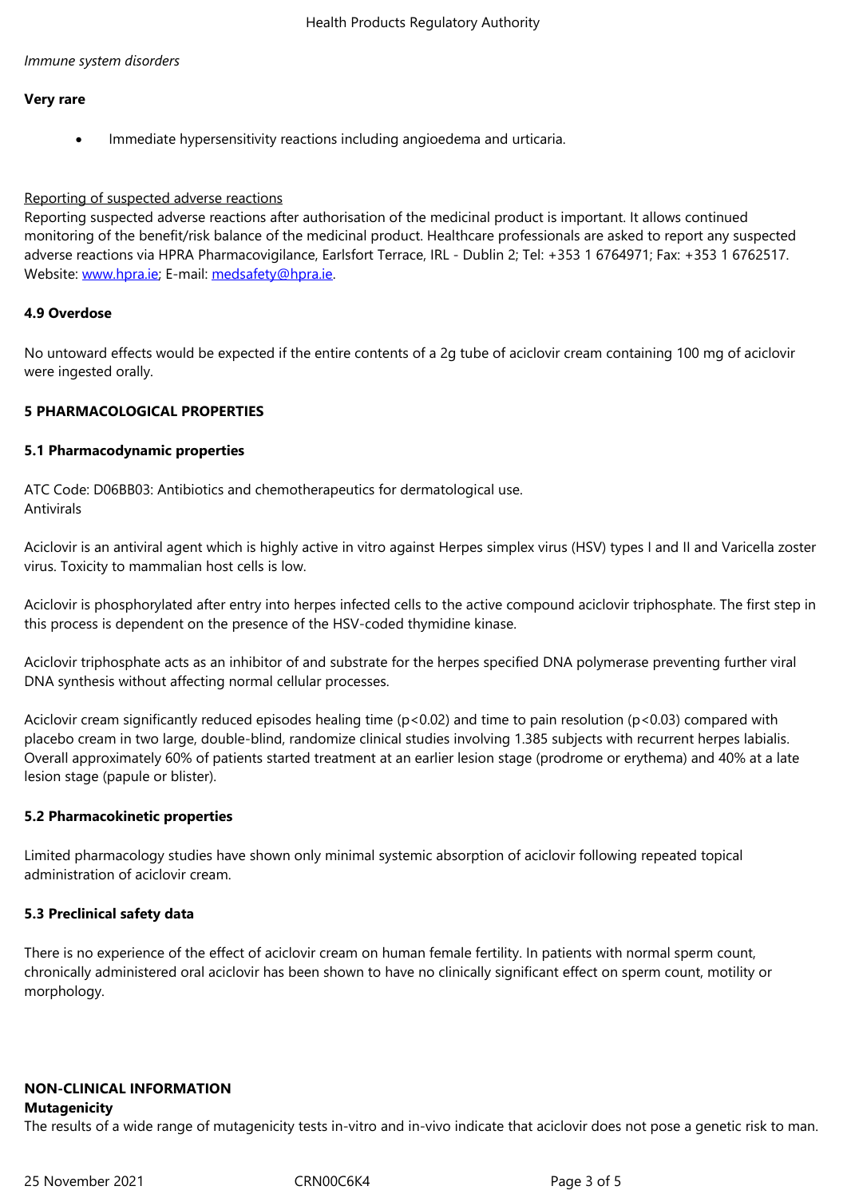*Immune system disorders*

**Very rare**

- Immediate hypersensitivity reactions including angioedema and urticaria.

Reporting of suspected adverse reactions
Reporting suspected adverse reactions after authorisation of the medicinal product is important. It allows continued monitoring of the benefit/risk balance of the medicinal product. Healthcare professionals are asked to report any suspected adverse reactions via HPRA Pharmacovigilance, Earlsfort Terrace, IRL - Dublin 2; Tel: +353 1 6764971; Fax: +353 1 6762517. Website: www.hpra.ie; E-mail: medsafety@hpra.ie.

**4.9 Overdose**

No untoward effects would be expected if the entire contents of a 2g tube of aciclovir cream containing 100 mg of aciclovir were ingested orally.

**5 PHARMACOLOGICAL PROPERTIES**

**5.1 Pharmacodynamic properties**

ATC Code: D06BB03: Antibiotics and chemotherapeutics for dermatological use.
Antivirals

Aciclovir is an antiviral agent which is highly active in vitro against Herpes simplex virus (HSV) types I and II and Varicella zoster virus. Toxicity to mammalian host cells is low.

Aciclovir is phosphorylated after entry into herpes infected cells to the active compound aciclovir triphosphate. The first step in this process is dependent on the presence of the HSV-coded thymidine kinase.

Aciclovir triphosphate acts as an inhibitor of and substrate for the herpes specified DNA polymerase preventing further viral DNA synthesis without affecting normal cellular processes.

Aciclovir cream significantly reduced episodes healing time ($p<0.02$) and time to pain resolution ($p<0.03$) compared with placebo cream in two large, double-blind, randomize clinical studies involving 1.385 subjects with recurrent herpes labialis. Overall approximately 60% of patients started treatment at an earlier lesion stage (prodrome or erythema) and 40% at a late lesion stage (papule or blister).

**5.2 Pharmacokinetic properties**

Limited pharmacology studies have shown only minimal systemic absorption of aciclovir following repeated topical administration of aciclovir cream.

**5.3 Preclinical safety data**

There is no experience of the effect of aciclovir cream on human female fertility. In patients with normal sperm count, chronically administered oral aciclovir has been shown to have no clinically significant effect on sperm count, motility or morphology.

**NON-CLINICAL INFORMATION**

**Mutagenicity**

The results of a wide range of mutagenicity tests in-vitro and in-vivo indicate that aciclovir does not pose a genetic risk to man.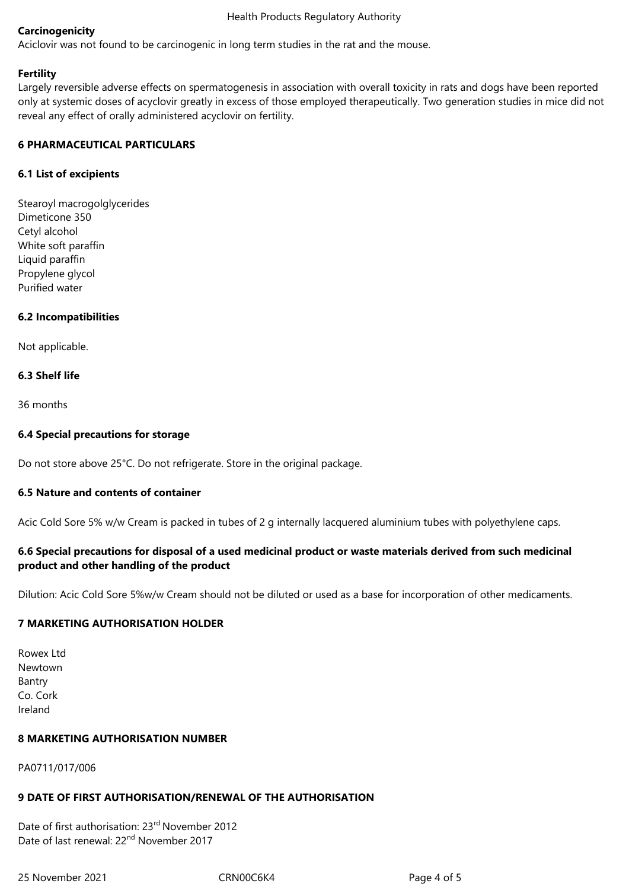**Carcinogenicity**

Aciclovir was not found to be carcinogenic in long term studies in the rat and the mouse.

**Fertility**

Largely reversible adverse effects on spermatogenesis in association with overall toxicity in rats and dogs have been reported only at systemic doses of acyclovir greatly in excess of those employed therapeutically. Two generation studies in mice did not reveal any effect of orally administered acyclovir on fertility.

## 6 PHARMACEUTICAL PARTICULARS

### 6.1 List of excipients

Stearoyl macrogolglycerides
Dimeticone 350
Cetyl alcohol
White soft paraffin
Liquid paraffin
Propylene glycol
Purified water

### 6.2 Incompatibilities

Not applicable.

### 6.3 Shelf life

36 months

### 6.4 Special precautions for storage

Do not store above 25°C. Do not refrigerate. Store in the original package.

### 6.5 Nature and contents of container

Acic Cold Sore 5% w/w Cream is packed in tubes of 2 g internally lacquered aluminium tubes with polyethylene caps.

### 6.6 Special precautions for disposal of a used medicinal product or waste materials derived from such medicinal product and other handling of the product

Dilution: Acic Cold Sore 5%w/w Cream should not be diluted or used as a base for incorporation of other medicaments.

## 7 MARKETING AUTHORISATION HOLDER

Rowex Ltd
Newtown
Bantry
Co. Cork
Ireland

## 8 MARKETING AUTHORISATION NUMBER

PA0711/017/006

## 9 DATE OF FIRST AUTHORISATION/RENEWAL OF THE AUTHORISATION

Date of first authorisation: 23rd November 2012
Date of last renewal: 22nd November 2017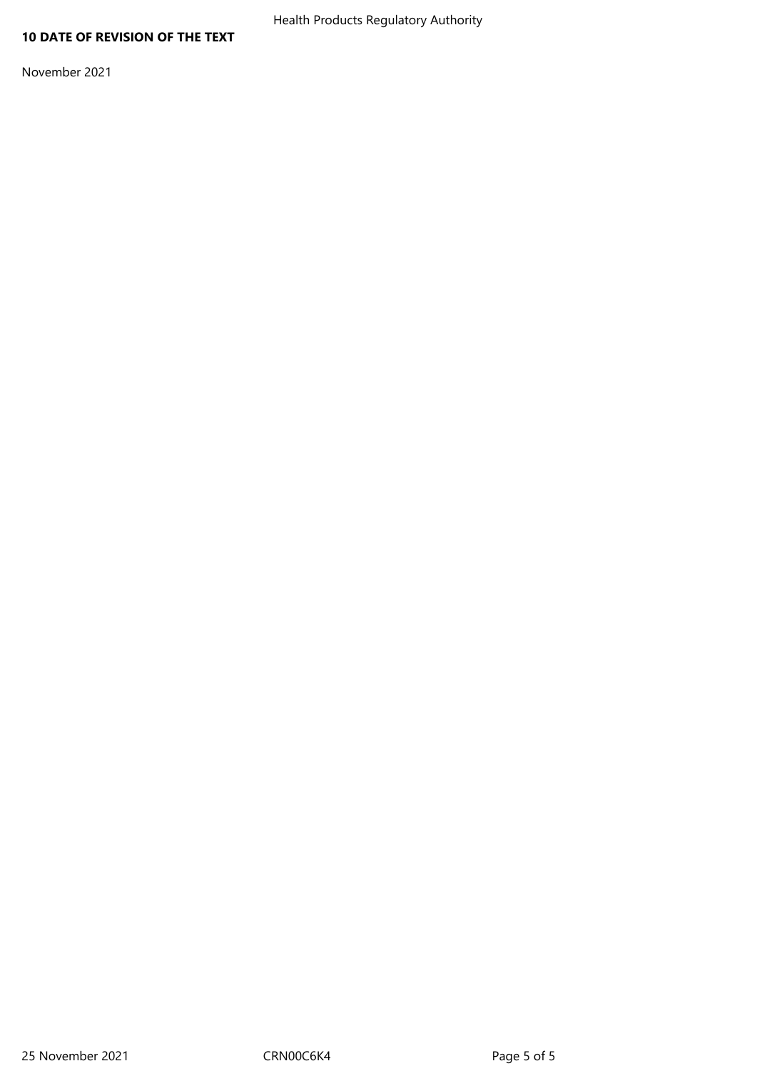**10 DATE OF REVISION OF THE TEXT**

November 2021